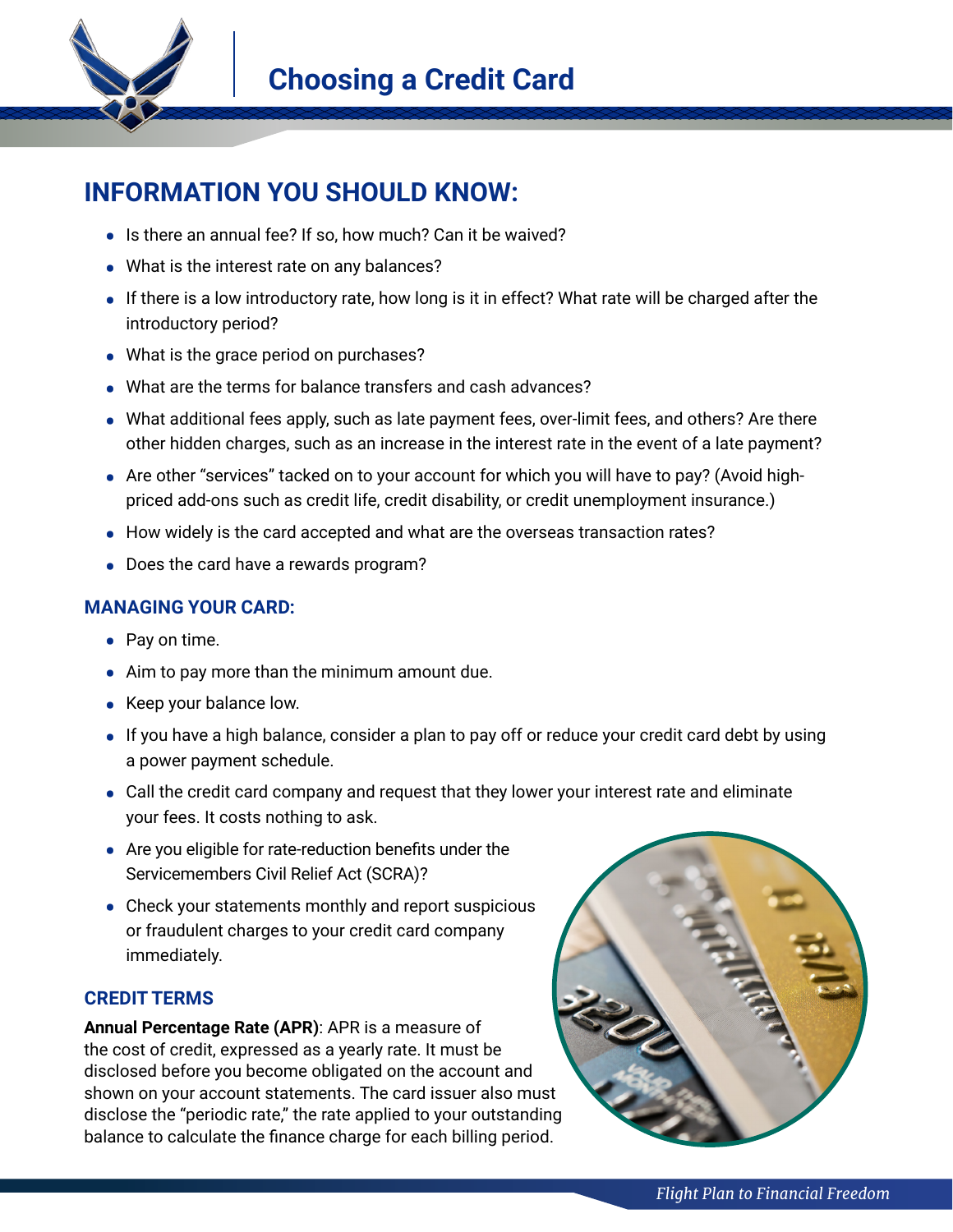# Choosing a Credit Card

## INFORMATION YOU SHOULD KNOW:

- Is there an annual fee? If so, how much? Can it be waived?
- What is the interest rate on any balances?
- If there is a low introductory rate, how long is it in effect? What rate will be charged after the introductory period?
- What is the grace period on purchases?
- What are the terms for balance transfers and cash advances?
- What additional fees apply, such as late payment fees, over-limit fees, and others? Are there other hidden charges, such as an increase in the interest rate in the event of a late payment?
- Are other "services" tacked on to your account for which you will have to pay? (Avoid high-priced add-ons such as credit life, credit disability, or credit unemployment insurance.)
- How widely is the card accepted and what are the overseas transaction rates?
- Does the card have a rewards program?

### MANAGING YOUR CARD:

- Pay on time.
- Aim to pay more than the minimum amount due.
- Keep your balance low.
- If you have a high balance, consider a plan to pay off or reduce your credit card debt by using a power payment schedule.
- Call the credit card company and request that they lower your interest rate and eliminate your fees. It costs nothing to ask.
- Are you eligible for rate-reduction benefits under the Servicemembers Civil Relief Act (SCRA)?
- Check your statements monthly and report suspicious or fraudulent charges to your credit card company immediately.

### CREDIT TERMS

**Annual Percentage Rate (APR)**: APR is a measure of the cost of credit, expressed as a yearly rate. It must be disclosed before you become obligated on the account and shown on your account statements. The card issuer also must disclose the "periodic rate," the rate applied to your outstanding balance to calculate the finance charge for each billing period.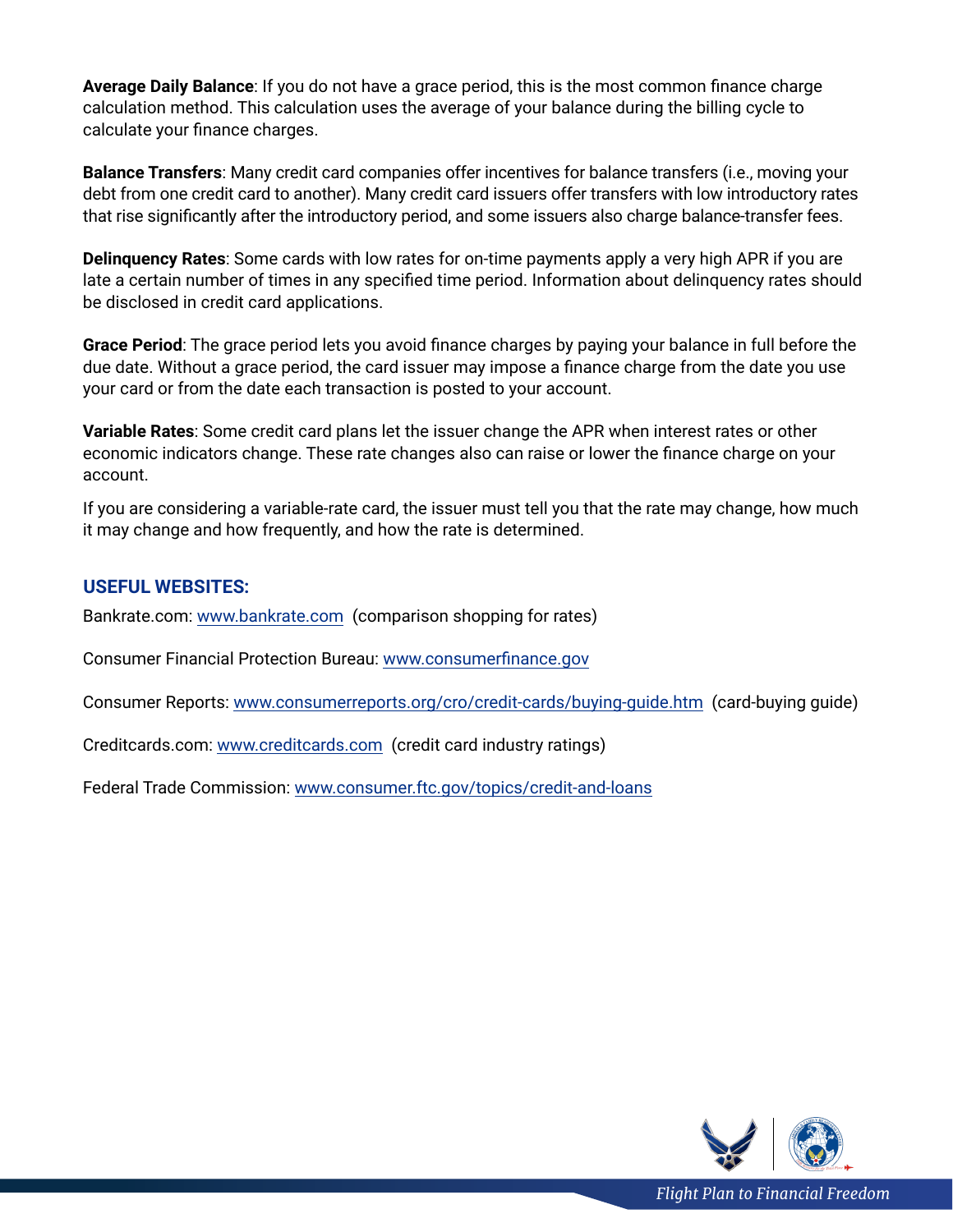**Average Daily Balance**: If you do not have a grace period, this is the most common finance charge calculation method. This calculation uses the average of your balance during the billing cycle to calculate your finance charges.

**Balance Transfers**: Many credit card companies offer incentives for balance transfers (i.e., moving your debt from one credit card to another). Many credit card issuers offer transfers with low introductory rates that rise significantly after the introductory period, and some issuers also charge balance-transfer fees.

**Delinquency Rates**: Some cards with low rates for on-time payments apply a very high APR if you are late a certain number of times in any specified time period. Information about delinquency rates should be disclosed in credit card applications.

**Grace Period**: The grace period lets you avoid finance charges by paying your balance in full before the due date. Without a grace period, the card issuer may impose a finance charge from the date you use your card or from the date each transaction is posted to your account.

**Variable Rates**: Some credit card plans let the issuer change the APR when interest rates or other economic indicators change. These rate changes also can raise or lower the finance charge on your account.

If you are considering a variable-rate card, the issuer must tell you that the rate may change, how much it may change and how frequently, and how the rate is determined.

## USEFUL WEBSITES:

Bankrate.com: www.bankrate.com (comparison shopping for rates)

Consumer Financial Protection Bureau: www.consumerfinance.gov

Consumer Reports: www.consumerreports.org/cro/credit-cards/buying-guide.htm (card-buying guide)

Creditcards.com: www.creditcards.com (credit card industry ratings)

Federal Trade Commission: www.consumer.ftc.gov/topics/credit-and-loans